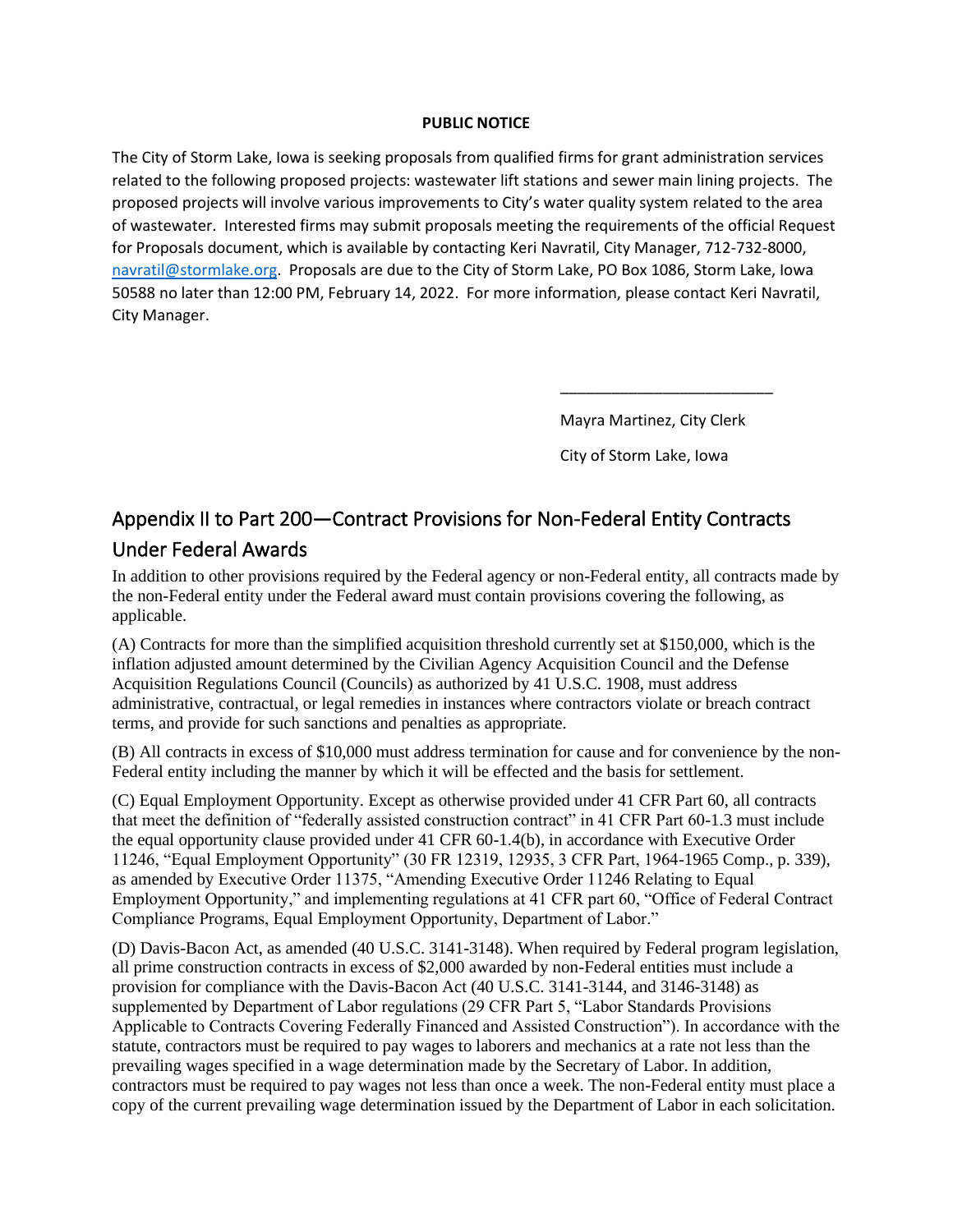**PUBLIC NOTICE**

The City of Storm Lake, Iowa is seeking proposals from qualified firms for grant administration services related to the following proposed projects: wastewater lift stations and sewer main lining projects. The proposed projects will involve various improvements to City's water quality system related to the area of wastewater. Interested firms may submit proposals meeting the requirements of the official Request for Proposals document, which is available by contacting Keri Navratil, City Manager, 712-732-8000, navratil@stormlake.org. Proposals are due to the City of Storm Lake, PO Box 1086, Storm Lake, Iowa 50588 no later than 12:00 PM, February 14, 2022. For more information, please contact Keri Navratil, City Manager.

_________________________

Mayra Martinez, City Clerk

City of Storm Lake, Iowa

## Appendix II to Part 200—Contract Provisions for Non-Federal Entity Contracts Under Federal Awards

In addition to other provisions required by the Federal agency or non-Federal entity, all contracts made by the non-Federal entity under the Federal award must contain provisions covering the following, as applicable.

(A) Contracts for more than the simplified acquisition threshold currently set at $150,000, which is the inflation adjusted amount determined by the Civilian Agency Acquisition Council and the Defense Acquisition Regulations Council (Councils) as authorized by 41 U.S.C. 1908, must address administrative, contractual, or legal remedies in instances where contractors violate or breach contract terms, and provide for such sanctions and penalties as appropriate.

(B) All contracts in excess of $10,000 must address termination for cause and for convenience by the non-Federal entity including the manner by which it will be effected and the basis for settlement.

(C) Equal Employment Opportunity. Except as otherwise provided under 41 CFR Part 60, all contracts that meet the definition of "federally assisted construction contract" in 41 CFR Part 60-1.3 must include the equal opportunity clause provided under 41 CFR 60-1.4(b), in accordance with Executive Order 11246, "Equal Employment Opportunity" (30 FR 12319, 12935, 3 CFR Part, 1964-1965 Comp., p. 339), as amended by Executive Order 11375, "Amending Executive Order 11246 Relating to Equal Employment Opportunity," and implementing regulations at 41 CFR part 60, "Office of Federal Contract Compliance Programs, Equal Employment Opportunity, Department of Labor."

(D) Davis-Bacon Act, as amended (40 U.S.C. 3141-3148). When required by Federal program legislation, all prime construction contracts in excess of $2,000 awarded by non-Federal entities must include a provision for compliance with the Davis-Bacon Act (40 U.S.C. 3141-3144, and 3146-3148) as supplemented by Department of Labor regulations (29 CFR Part 5, "Labor Standards Provisions Applicable to Contracts Covering Federally Financed and Assisted Construction"). In accordance with the statute, contractors must be required to pay wages to laborers and mechanics at a rate not less than the prevailing wages specified in a wage determination made by the Secretary of Labor. In addition, contractors must be required to pay wages not less than once a week. The non-Federal entity must place a copy of the current prevailing wage determination issued by the Department of Labor in each solicitation.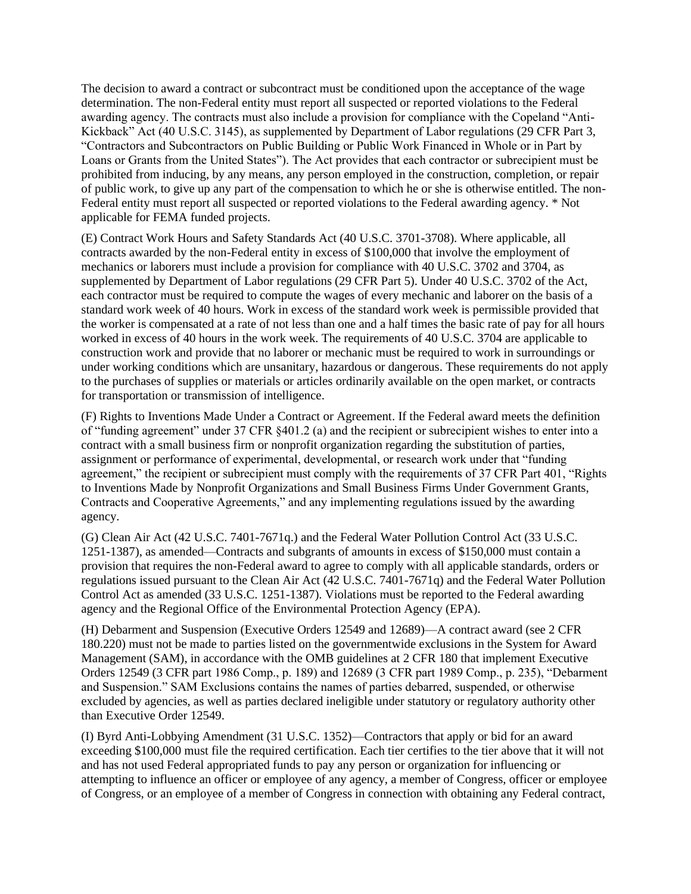The decision to award a contract or subcontract must be conditioned upon the acceptance of the wage determination. The non-Federal entity must report all suspected or reported violations to the Federal awarding agency. The contracts must also include a provision for compliance with the Copeland "Anti-Kickback" Act (40 U.S.C. 3145), as supplemented by Department of Labor regulations (29 CFR Part 3, "Contractors and Subcontractors on Public Building or Public Work Financed in Whole or in Part by Loans or Grants from the United States"). The Act provides that each contractor or subrecipient must be prohibited from inducing, by any means, any person employed in the construction, completion, or repair of public work, to give up any part of the compensation to which he or she is otherwise entitled. The non-Federal entity must report all suspected or reported violations to the Federal awarding agency. * Not applicable for FEMA funded projects.

(E) Contract Work Hours and Safety Standards Act (40 U.S.C. 3701-3708). Where applicable, all contracts awarded by the non-Federal entity in excess of $100,000 that involve the employment of mechanics or laborers must include a provision for compliance with 40 U.S.C. 3702 and 3704, as supplemented by Department of Labor regulations (29 CFR Part 5). Under 40 U.S.C. 3702 of the Act, each contractor must be required to compute the wages of every mechanic and laborer on the basis of a standard work week of 40 hours. Work in excess of the standard work week is permissible provided that the worker is compensated at a rate of not less than one and a half times the basic rate of pay for all hours worked in excess of 40 hours in the work week. The requirements of 40 U.S.C. 3704 are applicable to construction work and provide that no laborer or mechanic must be required to work in surroundings or under working conditions which are unsanitary, hazardous or dangerous. These requirements do not apply to the purchases of supplies or materials or articles ordinarily available on the open market, or contracts for transportation or transmission of intelligence.

(F) Rights to Inventions Made Under a Contract or Agreement. If the Federal award meets the definition of "funding agreement" under 37 CFR §401.2 (a) and the recipient or subrecipient wishes to enter into a contract with a small business firm or nonprofit organization regarding the substitution of parties, assignment or performance of experimental, developmental, or research work under that "funding agreement," the recipient or subrecipient must comply with the requirements of 37 CFR Part 401, "Rights to Inventions Made by Nonprofit Organizations and Small Business Firms Under Government Grants, Contracts and Cooperative Agreements," and any implementing regulations issued by the awarding agency.

(G) Clean Air Act (42 U.S.C. 7401-7671q.) and the Federal Water Pollution Control Act (33 U.S.C. 1251-1387), as amended—Contracts and subgrants of amounts in excess of $150,000 must contain a provision that requires the non-Federal award to agree to comply with all applicable standards, orders or regulations issued pursuant to the Clean Air Act (42 U.S.C. 7401-7671q) and the Federal Water Pollution Control Act as amended (33 U.S.C. 1251-1387). Violations must be reported to the Federal awarding agency and the Regional Office of the Environmental Protection Agency (EPA).

(H) Debarment and Suspension (Executive Orders 12549 and 12689)—A contract award (see 2 CFR 180.220) must not be made to parties listed on the governmentwide exclusions in the System for Award Management (SAM), in accordance with the OMB guidelines at 2 CFR 180 that implement Executive Orders 12549 (3 CFR part 1986 Comp., p. 189) and 12689 (3 CFR part 1989 Comp., p. 235), "Debarment and Suspension." SAM Exclusions contains the names of parties debarred, suspended, or otherwise excluded by agencies, as well as parties declared ineligible under statutory or regulatory authority other than Executive Order 12549.

(I) Byrd Anti-Lobbying Amendment (31 U.S.C. 1352)—Contractors that apply or bid for an award exceeding $100,000 must file the required certification. Each tier certifies to the tier above that it will not and has not used Federal appropriated funds to pay any person or organization for influencing or attempting to influence an officer or employee of any agency, a member of Congress, officer or employee of Congress, or an employee of a member of Congress in connection with obtaining any Federal contract,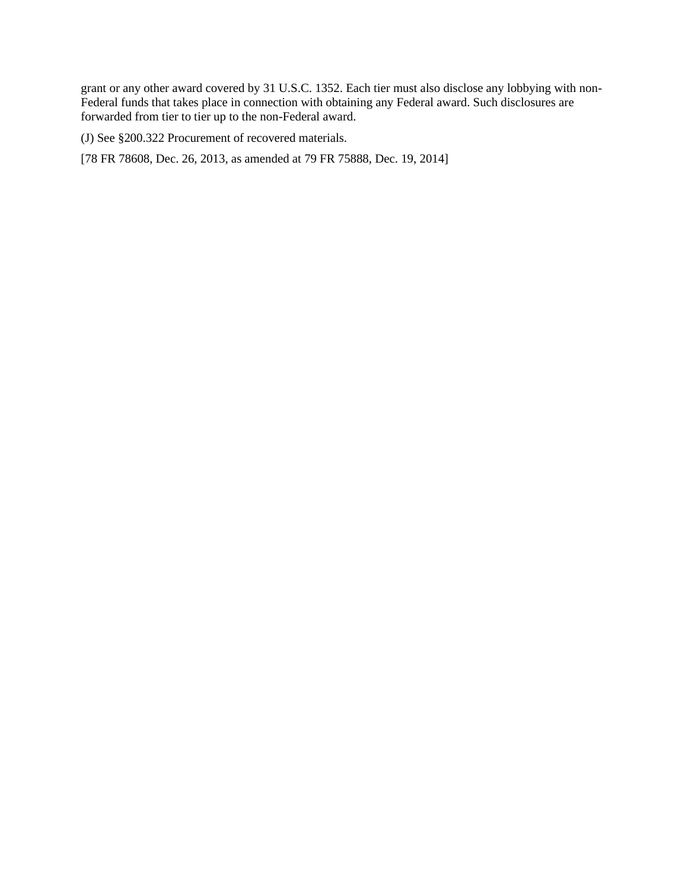grant or any other award covered by 31 U.S.C. 1352. Each tier must also disclose any lobbying with non-Federal funds that takes place in connection with obtaining any Federal award. Such disclosures are forwarded from tier to tier up to the non-Federal award.

(J) See §200.322 Procurement of recovered materials.

[78 FR 78608, Dec. 26, 2013, as amended at 79 FR 75888, Dec. 19, 2014]